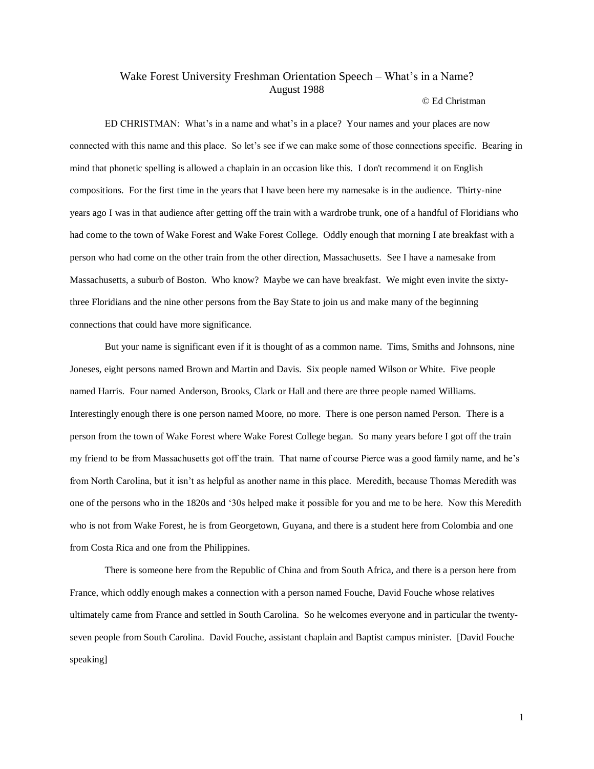# Wake Forest University Freshman Orientation Speech – What's in a Name?

August 1988

© Ed Christman

ED CHRISTMAN: What's in a name and what's in a place? Your names and your places are now connected with this name and this place. So let's see if we can make some of those connections specific. Bearing in mind that phonetic spelling is allowed a chaplain in an occasion like this. I don't recommend it on English compositions. For the first time in the years that I have been here my namesake is in the audience. Thirty-nine years ago I was in that audience after getting off the train with a wardrobe trunk, one of a handful of Floridians who had come to the town of Wake Forest and Wake Forest College. Oddly enough that morning I ate breakfast with a person who had come on the other train from the other direction, Massachusetts. See I have a namesake from Massachusetts, a suburb of Boston. Who know? Maybe we can have breakfast. We might even invite the sixty-three Floridians and the nine other persons from the Bay State to join us and make many of the beginning connections that could have more significance.

But your name is significant even if it is thought of as a common name. Tims, Smiths and Johnsons, nine Joneses, eight persons named Brown and Martin and Davis. Six people named Wilson or White. Five people named Harris. Four named Anderson, Brooks, Clark or Hall and there are three people named Williams. Interestingly enough there is one person named Moore, no more. There is one person named Person. There is a person from the town of Wake Forest where Wake Forest College began. So many years before I got off the train my friend to be from Massachusetts got off the train. That name of course Pierce was a good family name, and he's from North Carolina, but it isn't as helpful as another name in this place. Meredith, because Thomas Meredith was one of the persons who in the 1820s and '30s helped make it possible for you and me to be here. Now this Meredith who is not from Wake Forest, he is from Georgetown, Guyana, and there is a student here from Colombia and one from Costa Rica and one from the Philippines.

There is someone here from the Republic of China and from South Africa, and there is a person here from France, which oddly enough makes a connection with a person named Fouche, David Fouche whose relatives ultimately came from France and settled in South Carolina. So he welcomes everyone and in particular the twenty-seven people from South Carolina. David Fouche, assistant chaplain and Baptist campus minister. [David Fouche speaking]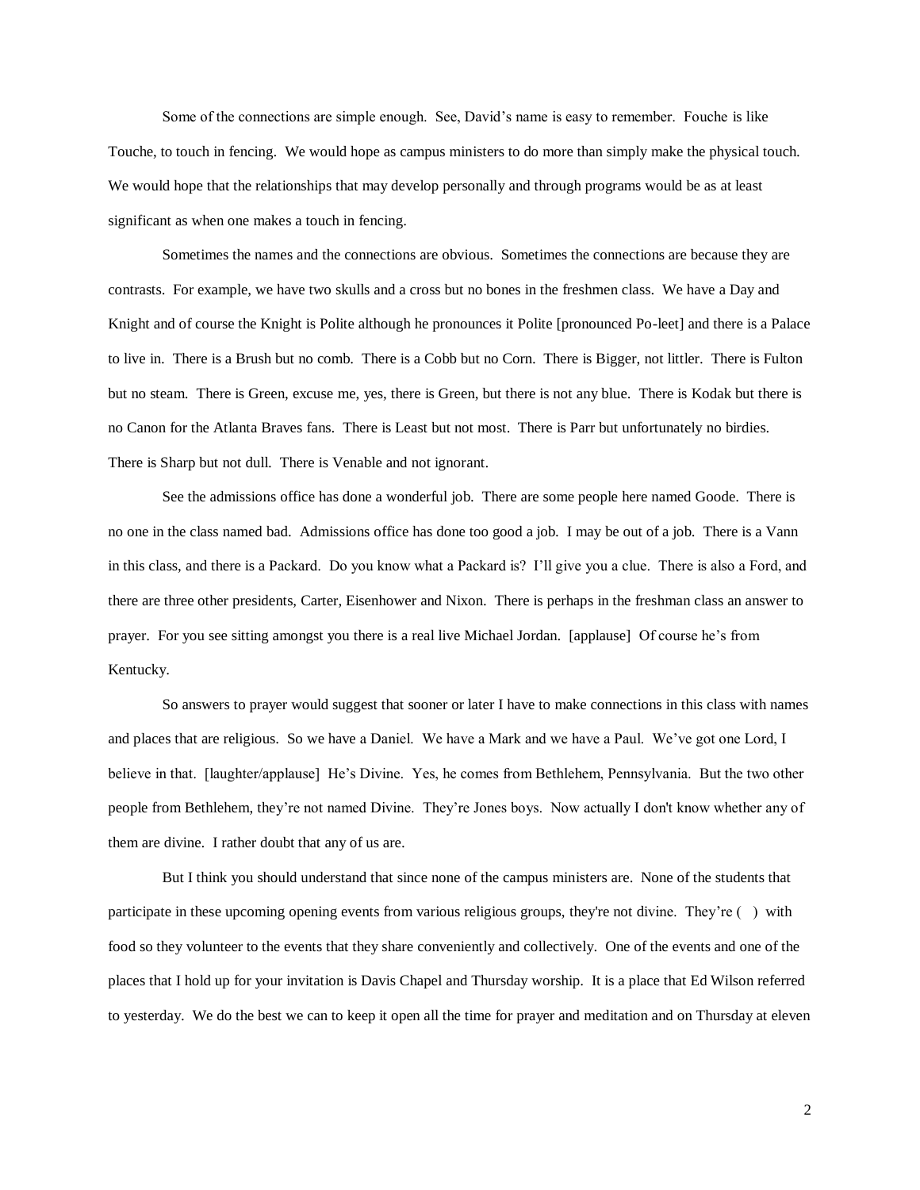Some of the connections are simple enough. See, David's name is easy to remember. Fouche is like Touche, to touch in fencing. We would hope as campus ministers to do more than simply make the physical touch. We would hope that the relationships that may develop personally and through programs would be as at least significant as when one makes a touch in fencing.

Sometimes the names and the connections are obvious. Sometimes the connections are because they are contrasts. For example, we have two skulls and a cross but no bones in the freshmen class. We have a Day and Knight and of course the Knight is Polite although he pronounces it Polite [pronounced Po-leet] and there is a Palace to live in. There is a Brush but no comb. There is a Cobb but no Corn. There is Bigger, not littler. There is Fulton but no steam. There is Green, excuse me, yes, there is Green, but there is not any blue. There is Kodak but there is no Canon for the Atlanta Braves fans. There is Least but not most. There is Parr but unfortunately no birdies. There is Sharp but not dull. There is Venable and not ignorant.

See the admissions office has done a wonderful job. There are some people here named Goode. There is no one in the class named bad. Admissions office has done too good a job. I may be out of a job. There is a Vann in this class, and there is a Packard. Do you know what a Packard is? I'll give you a clue. There is also a Ford, and there are three other presidents, Carter, Eisenhower and Nixon. There is perhaps in the freshman class an answer to prayer. For you see sitting amongst you there is a real live Michael Jordan. [applause] Of course he's from Kentucky.

So answers to prayer would suggest that sooner or later I have to make connections in this class with names and places that are religious. So we have a Daniel. We have a Mark and we have a Paul. We've got one Lord, I believe in that. [laughter/applause] He's Divine. Yes, he comes from Bethlehem, Pennsylvania. But the two other people from Bethlehem, they're not named Divine. They're Jones boys. Now actually I don't know whether any of them are divine. I rather doubt that any of us are.

But I think you should understand that since none of the campus ministers are. None of the students that participate in these upcoming opening events from various religious groups, they're not divine. They're ( ) with food so they volunteer to the events that they share conveniently and collectively. One of the events and one of the places that I hold up for your invitation is Davis Chapel and Thursday worship. It is a place that Ed Wilson referred to yesterday. We do the best we can to keep it open all the time for prayer and meditation and on Thursday at eleven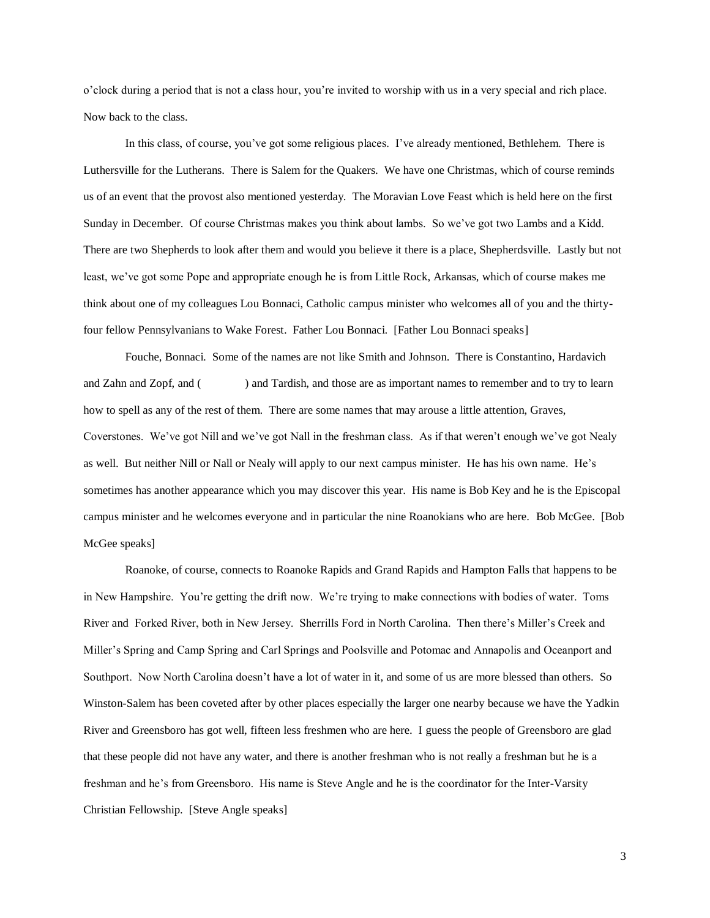o'clock during a period that is not a class hour, you're invited to worship with us in a very special and rich place. Now back to the class.

In this class, of course, you've got some religious places. I've already mentioned, Bethlehem. There is Luthersville for the Lutherans. There is Salem for the Quakers. We have one Christmas, which of course reminds us of an event that the provost also mentioned yesterday. The Moravian Love Feast which is held here on the first Sunday in December. Of course Christmas makes you think about lambs. So we've got two Lambs and a Kidd. There are two Shepherds to look after them and would you believe it there is a place, Shepherdsville. Lastly but not least, we've got some Pope and appropriate enough he is from Little Rock, Arkansas, which of course makes me think about one of my colleagues Lou Bonnaci, Catholic campus minister who welcomes all of you and the thirty-four fellow Pennsylvanians to Wake Forest. Father Lou Bonnaci. [Father Lou Bonnaci speaks]

Fouche, Bonnaci. Some of the names are not like Smith and Johnson. There is Constantino, Hardavich and Zahn and Zopf, and (            ) and Tardish, and those are as important names to remember and to try to learn how to spell as any of the rest of them. There are some names that may arouse a little attention, Graves, Coverstones. We've got Nill and we've got Nall in the freshman class. As if that weren't enough we've got Nealy as well. But neither Nill or Nall or Nealy will apply to our next campus minister. He has his own name. He's sometimes has another appearance which you may discover this year. His name is Bob Key and he is the Episcopal campus minister and he welcomes everyone and in particular the nine Roanokians who are here. Bob McGee. [Bob McGee speaks]

Roanoke, of course, connects to Roanoke Rapids and Grand Rapids and Hampton Falls that happens to be in New Hampshire. You're getting the drift now. We're trying to make connections with bodies of water. Toms River and Forked River, both in New Jersey. Sherrills Ford in North Carolina. Then there's Miller's Creek and Miller's Spring and Camp Spring and Carl Springs and Poolsville and Potomac and Annapolis and Oceanport and Southport. Now North Carolina doesn't have a lot of water in it, and some of us are more blessed than others. So Winston-Salem has been coveted after by other places especially the larger one nearby because we have the Yadkin River and Greensboro has got well, fifteen less freshmen who are here. I guess the people of Greensboro are glad that these people did not have any water, and there is another freshman who is not really a freshman but he is a freshman and he's from Greensboro. His name is Steve Angle and he is the coordinator for the Inter-Varsity Christian Fellowship. [Steve Angle speaks]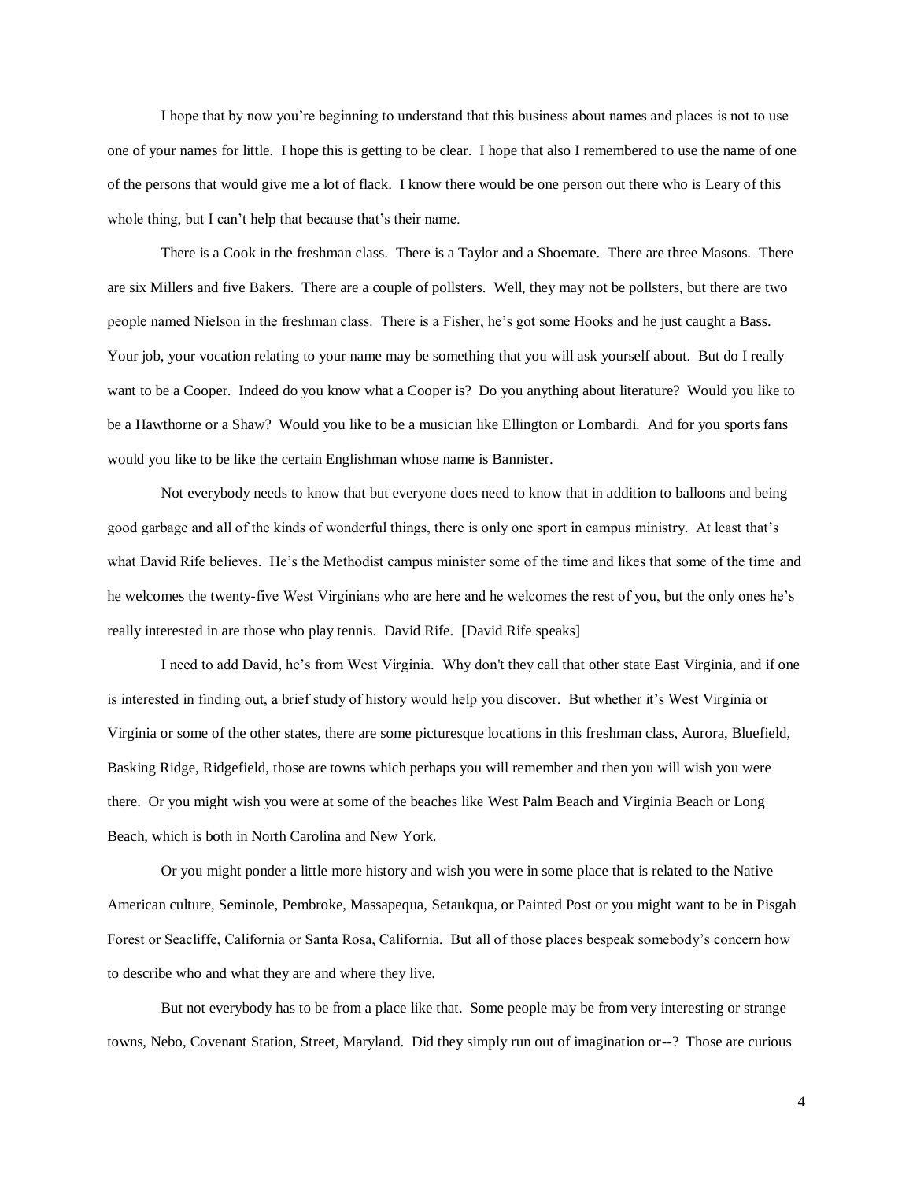I hope that by now you're beginning to understand that this business about names and places is not to use one of your names for little. I hope this is getting to be clear. I hope that also I remembered to use the name of one of the persons that would give me a lot of flack. I know there would be one person out there who is Leary of this whole thing, but I can't help that because that's their name.

There is a Cook in the freshman class. There is a Taylor and a Shoemate. There are three Masons. There are six Millers and five Bakers. There are a couple of pollsters. Well, they may not be pollsters, but there are two people named Nielson in the freshman class. There is a Fisher, he's got some Hooks and he just caught a Bass. Your job, your vocation relating to your name may be something that you will ask yourself about. But do I really want to be a Cooper. Indeed do you know what a Cooper is? Do you anything about literature? Would you like to be a Hawthorne or a Shaw? Would you like to be a musician like Ellington or Lombardi. And for you sports fans would you like to be like the certain Englishman whose name is Bannister.

Not everybody needs to know that but everyone does need to know that in addition to balloons and being good garbage and all of the kinds of wonderful things, there is only one sport in campus ministry. At least that's what David Rife believes. He's the Methodist campus minister some of the time and likes that some of the time and he welcomes the twenty-five West Virginians who are here and he welcomes the rest of you, but the only ones he's really interested in are those who play tennis. David Rife. [David Rife speaks]

I need to add David, he's from West Virginia. Why don't they call that other state East Virginia, and if one is interested in finding out, a brief study of history would help you discover. But whether it's West Virginia or Virginia or some of the other states, there are some picturesque locations in this freshman class, Aurora, Bluefield, Basking Ridge, Ridgefield, those are towns which perhaps you will remember and then you will wish you were there. Or you might wish you were at some of the beaches like West Palm Beach and Virginia Beach or Long Beach, which is both in North Carolina and New York.

Or you might ponder a little more history and wish you were in some place that is related to the Native American culture, Seminole, Pembroke, Massapequa, Setaukqua, or Painted Post or you might want to be in Pisgah Forest or Seacliffe, California or Santa Rosa, California. But all of those places bespeak somebody's concern how to describe who and what they are and where they live.

But not everybody has to be from a place like that. Some people may be from very interesting or strange towns, Nebo, Covenant Station, Street, Maryland. Did they simply run out of imagination or--? Those are curious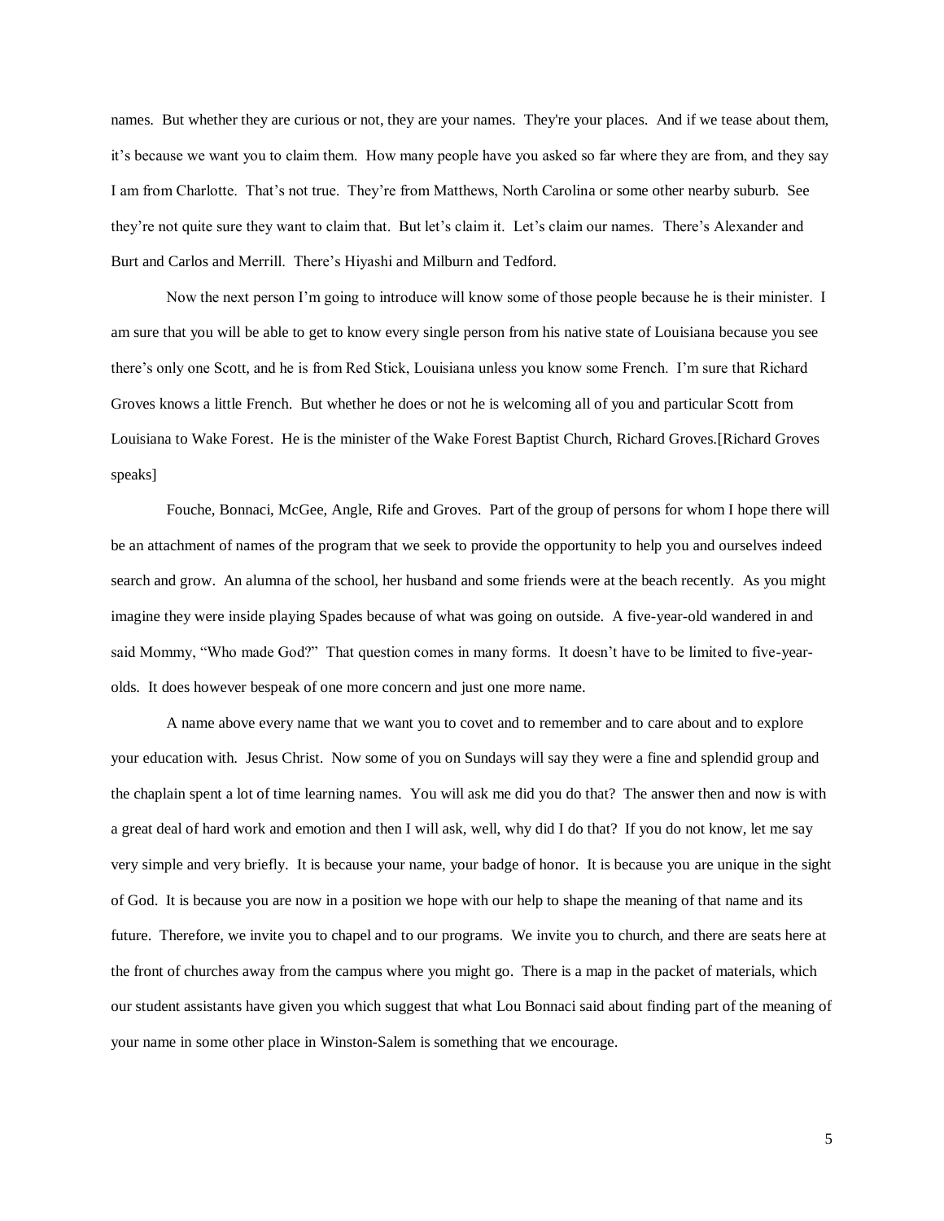names. But whether they are curious or not, they are your names. They're your places. And if we tease about them, it's because we want you to claim them. How many people have you asked so far where they are from, and they say I am from Charlotte. That's not true. They're from Matthews, North Carolina or some other nearby suburb. See they're not quite sure they want to claim that. But let's claim it. Let's claim our names. There's Alexander and Burt and Carlos and Merrill. There's Hiyashi and Milburn and Tedford.

Now the next person I'm going to introduce will know some of those people because he is their minister. I am sure that you will be able to get to know every single person from his native state of Louisiana because you see there's only one Scott, and he is from Red Stick, Louisiana unless you know some French. I'm sure that Richard Groves knows a little French. But whether he does or not he is welcoming all of you and particular Scott from Louisiana to Wake Forest. He is the minister of the Wake Forest Baptist Church, Richard Groves.[Richard Groves speaks]

Fouche, Bonnaci, McGee, Angle, Rife and Groves. Part of the group of persons for whom I hope there will be an attachment of names of the program that we seek to provide the opportunity to help you and ourselves indeed search and grow. An alumna of the school, her husband and some friends were at the beach recently. As you might imagine they were inside playing Spades because of what was going on outside. A five-year-old wandered in and said Mommy, "Who made God?" That question comes in many forms. It doesn't have to be limited to five-year-olds. It does however bespeak of one more concern and just one more name.

A name above every name that we want you to covet and to remember and to care about and to explore your education with. Jesus Christ. Now some of you on Sundays will say they were a fine and splendid group and the chaplain spent a lot of time learning names. You will ask me did you do that? The answer then and now is with a great deal of hard work and emotion and then I will ask, well, why did I do that? If you do not know, let me say very simple and very briefly. It is because your name, your badge of honor. It is because you are unique in the sight of God. It is because you are now in a position we hope with our help to shape the meaning of that name and its future. Therefore, we invite you to chapel and to our programs. We invite you to church, and there are seats here at the front of churches away from the campus where you might go. There is a map in the packet of materials, which our student assistants have given you which suggest that what Lou Bonnaci said about finding part of the meaning of your name in some other place in Winston-Salem is something that we encourage.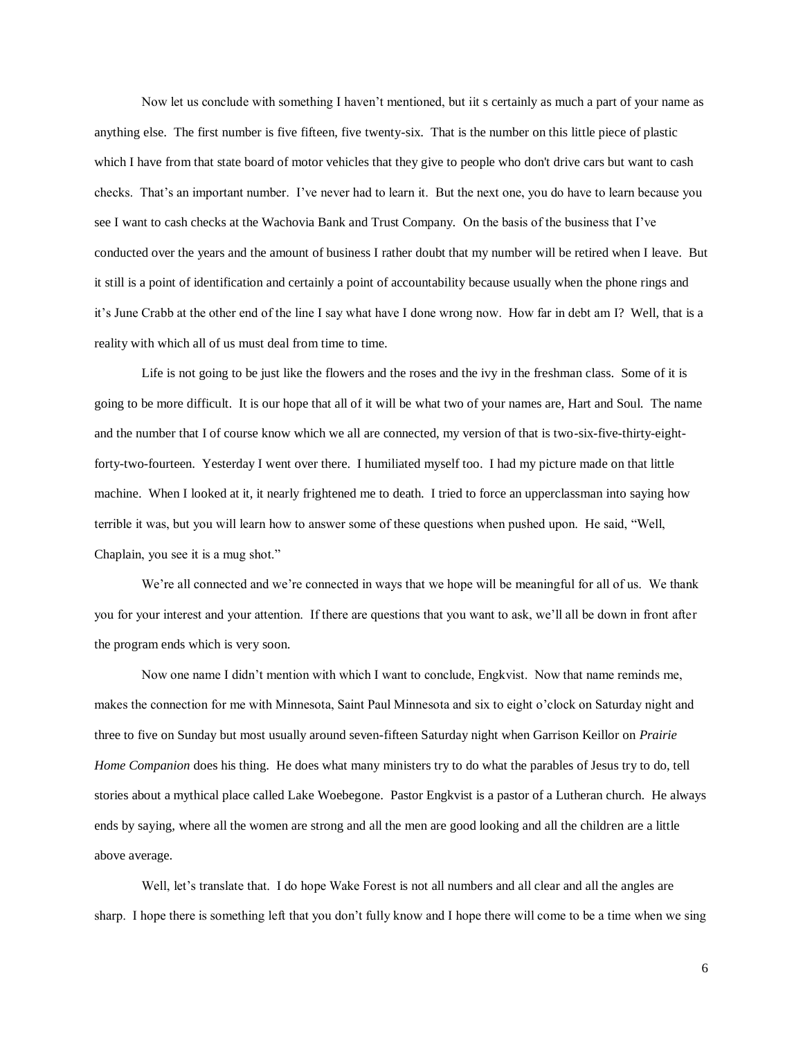Now let us conclude with something I haven't mentioned, but iit s certainly as much a part of your name as anything else. The first number is five fifteen, five twenty-six. That is the number on this little piece of plastic which I have from that state board of motor vehicles that they give to people who don't drive cars but want to cash checks. That's an important number. I've never had to learn it. But the next one, you do have to learn because you see I want to cash checks at the Wachovia Bank and Trust Company. On the basis of the business that I've conducted over the years and the amount of business I rather doubt that my number will be retired when I leave. But it still is a point of identification and certainly a point of accountability because usually when the phone rings and it's June Crabb at the other end of the line I say what have I done wrong now. How far in debt am I? Well, that is a reality with which all of us must deal from time to time.

Life is not going to be just like the flowers and the roses and the ivy in the freshman class. Some of it is going to be more difficult. It is our hope that all of it will be what two of your names are, Hart and Soul. The name and the number that I of course know which we all are connected, my version of that is two-six-five-thirty-eight-forty-two-fourteen. Yesterday I went over there. I humiliated myself too. I had my picture made on that little machine. When I looked at it, it nearly frightened me to death. I tried to force an upperclassman into saying how terrible it was, but you will learn how to answer some of these questions when pushed upon. He said, "Well, Chaplain, you see it is a mug shot."

We're all connected and we're connected in ways that we hope will be meaningful for all of us. We thank you for your interest and your attention. If there are questions that you want to ask, we'll all be down in front after the program ends which is very soon.

Now one name I didn't mention with which I want to conclude, Engkvist. Now that name reminds me, makes the connection for me with Minnesota, Saint Paul Minnesota and six to eight o'clock on Saturday night and three to five on Sunday but most usually around seven-fifteen Saturday night when Garrison Keillor on *Prairie Home Companion* does his thing. He does what many ministers try to do what the parables of Jesus try to do, tell stories about a mythical place called Lake Woebegone. Pastor Engkvist is a pastor of a Lutheran church. He always ends by saying, where all the women are strong and all the men are good looking and all the children are a little above average.

Well, let's translate that. I do hope Wake Forest is not all numbers and all clear and all the angles are sharp. I hope there is something left that you don't fully know and I hope there will come to be a time when we sing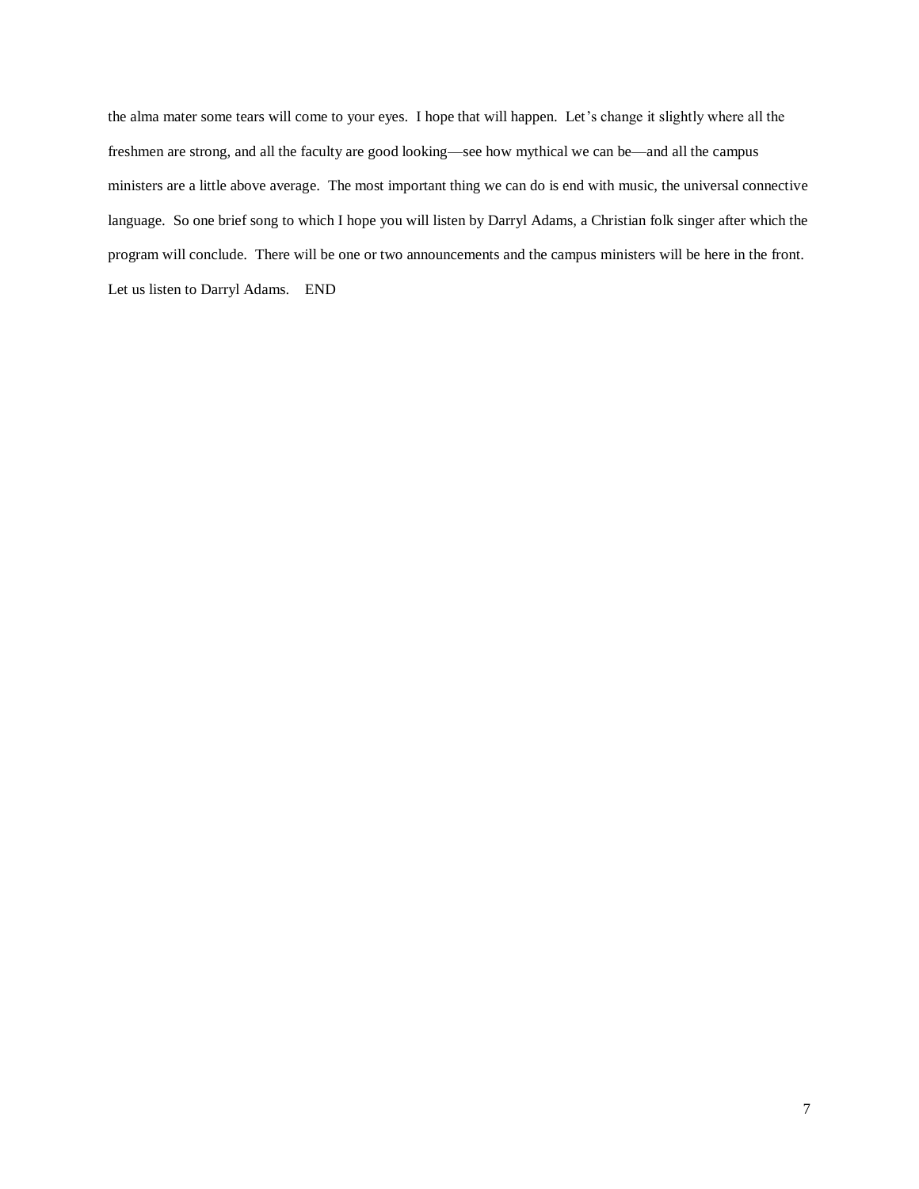the alma mater some tears will come to your eyes. I hope that will happen. Let's change it slightly where all the freshmen are strong, and all the faculty are good looking—see how mythical we can be—and all the campus ministers are a little above average. The most important thing we can do is end with music, the universal connective language. So one brief song to which I hope you will listen by Darryl Adams, a Christian folk singer after which the program will conclude. There will be one or two announcements and the campus ministers will be here in the front. Let us listen to Darryl Adams. END